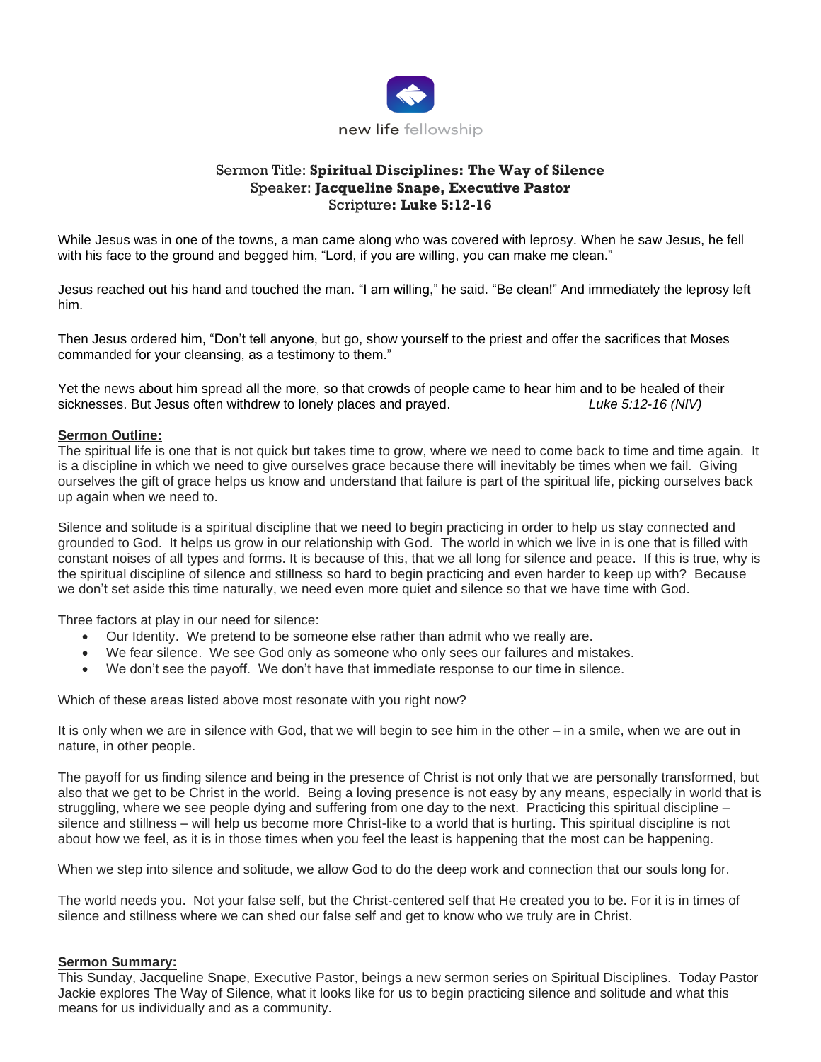new life fellowship

Sermon Title: **Spiritual Disciplines: The Way of Silence**
Speaker: **Jacqueline Snape, Executive Pastor**
Scripture**: Luke 5:12-16**

While Jesus was in one of the towns, a man came along who was covered with leprosy. When he saw Jesus, he fell with his face to the ground and begged him, "Lord, if you are willing, you can make me clean."

Jesus reached out his hand and touched the man. "I am willing," he said. "Be clean!" And immediately the leprosy left him.

Then Jesus ordered him, "Don't tell anyone, but go, show yourself to the priest and offer the sacrifices that Moses commanded for your cleansing, as a testimony to them."

Yet the news about him spread all the more, so that crowds of people came to hear him and to be healed of their sicknesses. <u>But Jesus often withdrew to lonely places and prayed</u>. *Luke 5:12-16 (NIV)*

**<u>Sermon Outline:</u>**

The spiritual life is one that is not quick but takes time to grow, where we need to come back to time and time again. It is a discipline in which we need to give ourselves grace because there will inevitably be times when we fail. Giving ourselves the gift of grace helps us know and understand that failure is part of the spiritual life, picking ourselves back up again when we need to.

Silence and solitude is a spiritual discipline that we need to begin practicing in order to help us stay connected and grounded to God. It helps us grow in our relationship with God. The world in which we live in is one that is filled with constant noises of all types and forms. It is because of this, that we all long for silence and peace. If this is true, why is the spiritual discipline of silence and stillness so hard to begin practicing and even harder to keep up with? Because we don't set aside this time naturally, we need even more quiet and silence so that we have time with God.

Three factors at play in our need for silence:

- Our Identity. We pretend to be someone else rather than admit who we really are.
- We fear silence. We see God only as someone who only sees our failures and mistakes.
- We don't see the payoff. We don't have that immediate response to our time in silence.

Which of these areas listed above most resonate with you right now?

It is only when we are in silence with God, that we will begin to see him in the other – in a smile, when we are out in nature, in other people.

The payoff for us finding silence and being in the presence of Christ is not only that we are personally transformed, but also that we get to be Christ in the world. Being a loving presence is not easy by any means, especially in world that is struggling, where we see people dying and suffering from one day to the next. Practicing this spiritual discipline – silence and stillness – will help us become more Christ-like to a world that is hurting. This spiritual discipline is not about how we feel, as it is in those times when you feel the least is happening that the most can be happening.

When we step into silence and solitude, we allow God to do the deep work and connection that our souls long for.

The world needs you. Not your false self, but the Christ-centered self that He created you to be. For it is in times of silence and stillness where we can shed our false self and get to know who we truly are in Christ.

**<u>Sermon Summary:</u>**

This Sunday, Jacqueline Snape, Executive Pastor, beings a new sermon series on Spiritual Disciplines. Today Pastor Jackie explores The Way of Silence, what it looks like for us to begin practicing silence and solitude and what this means for us individually and as a community.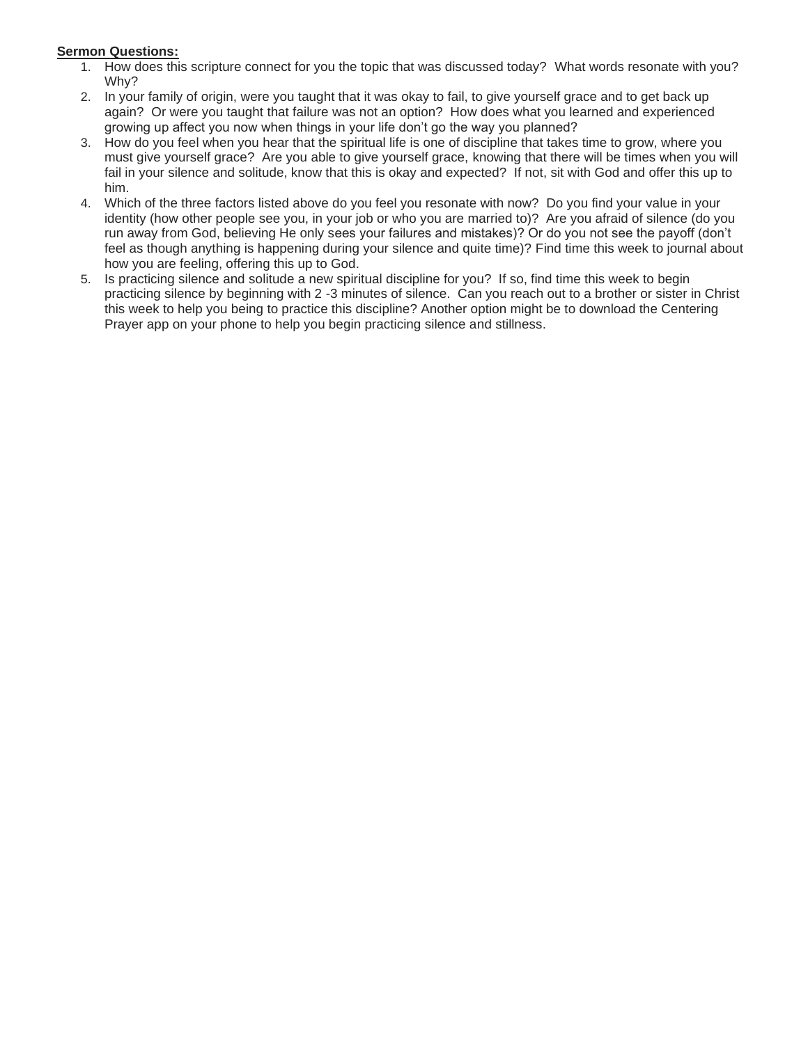**Sermon Questions:**

1. How does this scripture connect for you the topic that was discussed today? What words resonate with you? Why?
2. In your family of origin, were you taught that it was okay to fail, to give yourself grace and to get back up again? Or were you taught that failure was not an option? How does what you learned and experienced growing up affect you now when things in your life don't go the way you planned?
3. How do you feel when you hear that the spiritual life is one of discipline that takes time to grow, where you must give yourself grace? Are you able to give yourself grace, knowing that there will be times when you will fail in your silence and solitude, know that this is okay and expected? If not, sit with God and offer this up to him.
4. Which of the three factors listed above do you feel you resonate with now? Do you find your value in your identity (how other people see you, in your job or who you are married to)? Are you afraid of silence (do you run away from God, believing He only sees your failures and mistakes)? Or do you not see the payoff (don't feel as though anything is happening during your silence and quite time)? Find time this week to journal about how you are feeling, offering this up to God.
5. Is practicing silence and solitude a new spiritual discipline for you? If so, find time this week to begin practicing silence by beginning with 2 -3 minutes of silence. Can you reach out to a brother or sister in Christ this week to help you being to practice this discipline? Another option might be to download the Centering Prayer app on your phone to help you begin practicing silence and stillness.